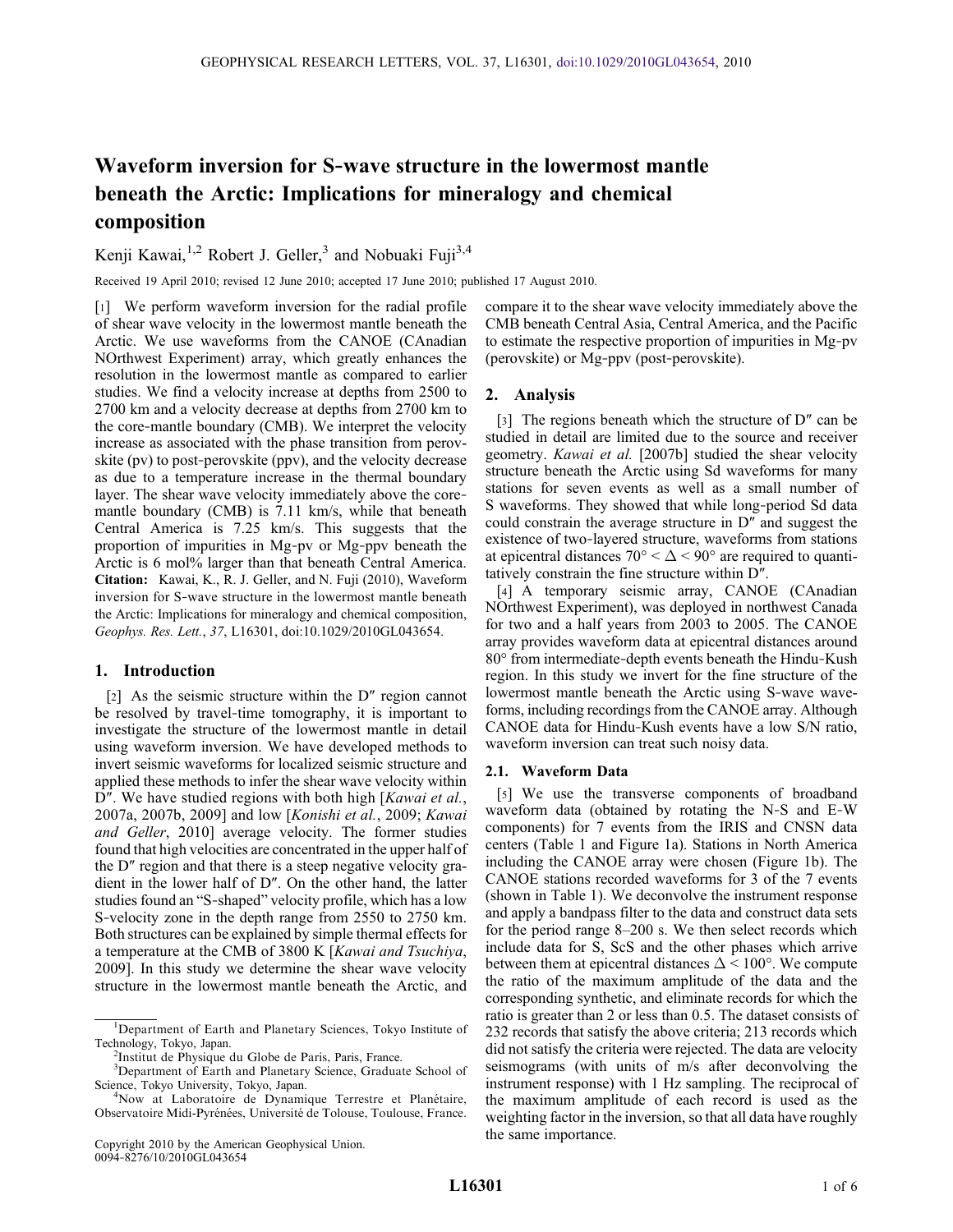# Waveform inversion for S-wave structure in the lowermost mantle beneath the Arctic: Implications for mineralogy and chemical composition

Kenji Kawai,[1,2] Robert J. Geller,[3] and Nobuaki Fuji[3,4]

Received 19 April 2010; revised 12 June 2010; accepted 17 June 2010; published 17 August 2010.

[1] We perform waveform inversion for the radial profile of shear wave velocity in the lowermost mantle beneath the Arctic. We use waveforms from the CANOE (CAnadian NOrthwest Experiment) array, which greatly enhances the resolution in the lowermost mantle as compared to earlier studies. We find a velocity increase at depths from 2500 to 2700 km and a velocity decrease at depths from 2700 km to the core-mantle boundary (CMB). We interpret the velocity increase as associated with the phase transition from perovskite (pv) to post-perovskite (ppv), and the velocity decrease as due to a temperature increase in the thermal boundary layer. The shear wave velocity immediately above the core-mantle boundary (CMB) is 7.11 km/s, while that beneath Central America is 7.25 km/s. This suggests that the proportion of impurities in Mg-pv or Mg-ppv beneath the Arctic is 6 mol% larger than that beneath Central America. **Citation:** Kawai, K., R. J. Geller, and N. Fuji (2010), Waveform inversion for S-wave structure in the lowermost mantle beneath the Arctic: Implications for mineralogy and chemical composition, *Geophys. Res. Lett.*, *37*, L16301, doi:10.1029/2010GL043654.

## 1. Introduction

[2] As the seismic structure within the D″ region cannot be resolved by travel-time tomography, it is important to investigate the structure of the lowermost mantle in detail using waveform inversion. We have developed methods to invert seismic waveforms for localized seismic structure and applied these methods to infer the shear wave velocity within D″. We have studied regions with both high [*Kawai et al.*, 2007a, 2007b, 2009] and low [*Konishi et al.*, 2009; *Kawai and Geller*, 2010] average velocity. The former studies found that high velocities are concentrated in the upper half of the D″ region and that there is a steep negative velocity gradient in the lower half of D″. On the other hand, the latter studies found an "S-shaped" velocity profile, which has a low S-velocity zone in the depth range from 2550 to 2750 km. Both structures can be explained by simple thermal effects for a temperature at the CMB of 3800 K [*Kawai and Tsuchiya*, 2009]. In this study we determine the shear wave velocity structure in the lowermost mantle beneath the Arctic, and compare it to the shear wave velocity immediately above the CMB beneath Central Asia, Central America, and the Pacific to estimate the respective proportion of impurities in Mg-pv (perovskite) or Mg-ppv (post-perovskite).

## 2. Analysis

[3] The regions beneath which the structure of D″ can be studied in detail are limited due to the source and receiver geometry. *Kawai et al.* [2007b] studied the shear velocity structure beneath the Arctic using Sd waveforms for many stations for seven events as well as a small number of S waveforms. They showed that while long-period Sd data could constrain the average structure in D″ and suggest the existence of two-layered structure, waveforms from stations at epicentral distances $70° < \Delta < 90°$ are required to quantitatively constrain the fine structure within D″.

[4] A temporary seismic array, CANOE (CAnadian NOrthwest Experiment), was deployed in northwest Canada for two and a half years from 2003 to 2005. The CANOE array provides waveform data at epicentral distances around 80° from intermediate-depth events beneath the Hindu-Kush region. In this study we invert for the fine structure of the lowermost mantle beneath the Arctic using S-wave waveforms, including recordings from the CANOE array. Although CANOE data for Hindu-Kush events have a low S/N ratio, waveform inversion can treat such noisy data.

### 2.1. Waveform Data

[5] We use the transverse components of broadband waveform data (obtained by rotating the N-S and E-W components) for 7 events from the IRIS and CNSN data centers (Table 1 and Figure 1a). Stations in North America including the CANOE array were chosen (Figure 1b). The CANOE stations recorded waveforms for 3 of the 7 events (shown in Table 1). We deconvolve the instrument response and apply a bandpass filter to the data and construct data sets for the period range 8–200 s. We then select records which include data for S, ScS and the other phases which arrive between them at epicentral distances $\Delta < 100°$. We compute the ratio of the maximum amplitude of the data and the corresponding synthetic, and eliminate records for which the ratio is greater than 2 or less than 0.5. The dataset consists of 232 records that satisfy the above criteria; 213 records which did not satisfy the criteria were rejected. The data are velocity seismograms (with units of m/s after deconvolving the instrument response) with 1 Hz sampling. The reciprocal of the maximum amplitude of each record is used as the weighting factor in the inversion, so that all data have roughly the same importance.

---

[1] Department of Earth and Planetary Sciences, Tokyo Institute of Technology, Tokyo, Japan.

[2] Institut de Physique du Globe de Paris, Paris, France.

[3] Department of Earth and Planetary Science, Graduate School of Science, Tokyo University, Tokyo, Japan.

[4] Now at Laboratoire de Dynamique Terrestre et Planétaire, Observatoire Midi-Pyrénées, Université de Tolouse, Toulouse, France.

Copyright 2010 by the American Geophysical Union.
0094-8276/10/2010GL043654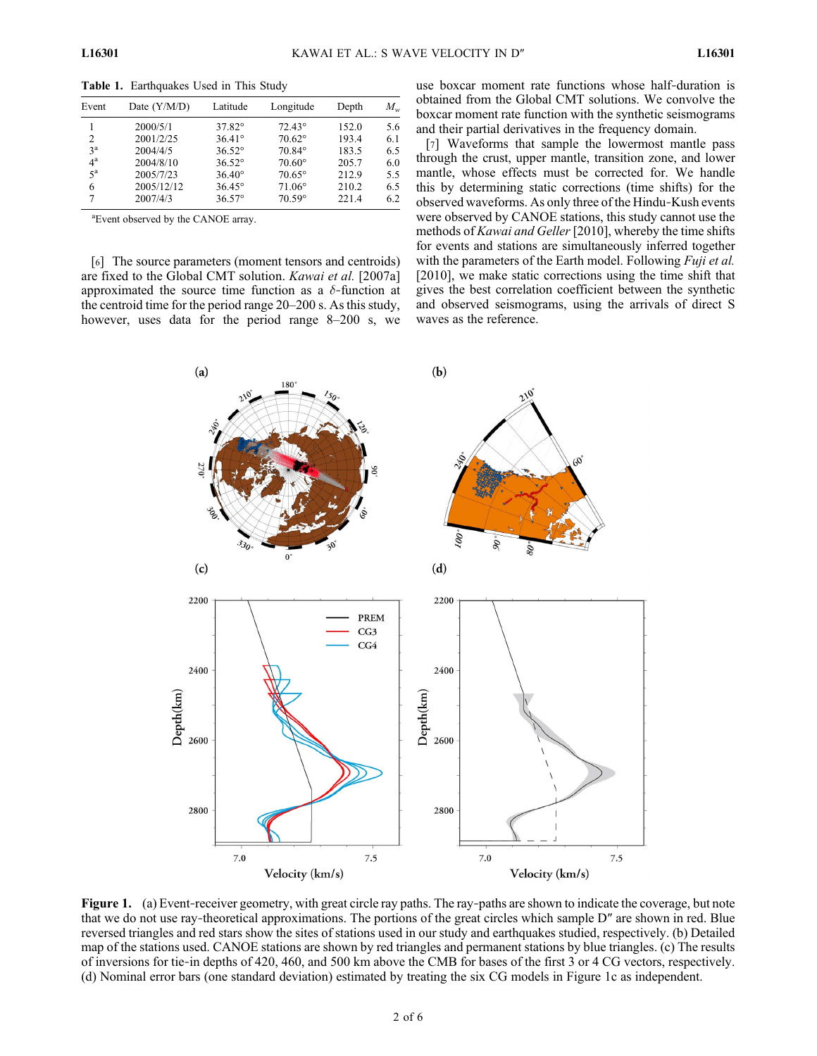**Table 1.** Earthquakes Used in This Study

| Event | Date (Y/M/D) | Latitude | Longitude | Depth | $M_w$ |
|---|---|---|---|---|---|
| 1 | 2000/5/1 | 37.82° | 72.43° | 152.0 | 5.6 |
| 2 | 2001/2/25 | 36.41° | 70.62° | 193.4 | 6.1 |
| 3[a] | 2004/4/5 | 36.52° | 70.84° | 183.5 | 6.5 |
| 4[a] | 2004/8/10 | 36.52° | 70.60° | 205.7 | 6.0 |
| 5[a] | 2005/7/23 | 36.40° | 70.65° | 212.9 | 5.5 |
| 6 | 2005/12/12 | 36.45° | 71.06° | 210.2 | 6.5 |
| 7 | 2007/4/3 | 36.57° | 70.59° | 221.4 | 6.2 |

[a]Event observed by the CANOE array.

[6] The source parameters (moment tensors and centroids) are fixed to the Global CMT solution. *Kawai et al.* [2007a] approximated the source time function as a $\delta$-function at the centroid time for the period range 20–200 s. As this study, however, uses data for the period range 8–200 s, we use boxcar moment rate functions whose half-duration is obtained from the Global CMT solutions. We convolve the boxcar moment rate function with the synthetic seismograms and their partial derivatives in the frequency domain.

[7] Waveforms that sample the lowermost mantle pass through the crust, upper mantle, transition zone, and lower mantle, whose effects must be corrected for. We handle this by determining static corrections (time shifts) for the observed waveforms. As only three of the Hindu-Kush events were observed by CANOE stations, this study cannot use the methods of *Kawai and Geller* [2010], whereby the time shifts for events and stations are simultaneously inferred together with the parameters of the Earth model. Following *Fuji et al.* [2010], we make static corrections using the time shift that gives the best correlation coefficient between the synthetic and observed seismograms, using the arrivals of direct S waves as the reference.

**Figure 1.** (a) Event-receiver geometry, with great circle ray paths. The ray-paths are shown to indicate the coverage, but note that we do not use ray-theoretical approximations. The portions of the great circles which sample D″ are shown in red. Blue reversed triangles and red stars show the sites of stations and earthquakes used in our study and earthquakes studied, respectively. (b) Detailed map of the stations used. CANOE stations are shown by red triangles and permanent stations by blue triangles. (c) The results of inversions for tie-in depths of 420, 460, and 500 km above the CMB for bases of the first 3 or 4 CG vectors, respectively. (d) Nominal error bars (one standard deviation) estimated by treating the six CG models in Figure 1c as independent.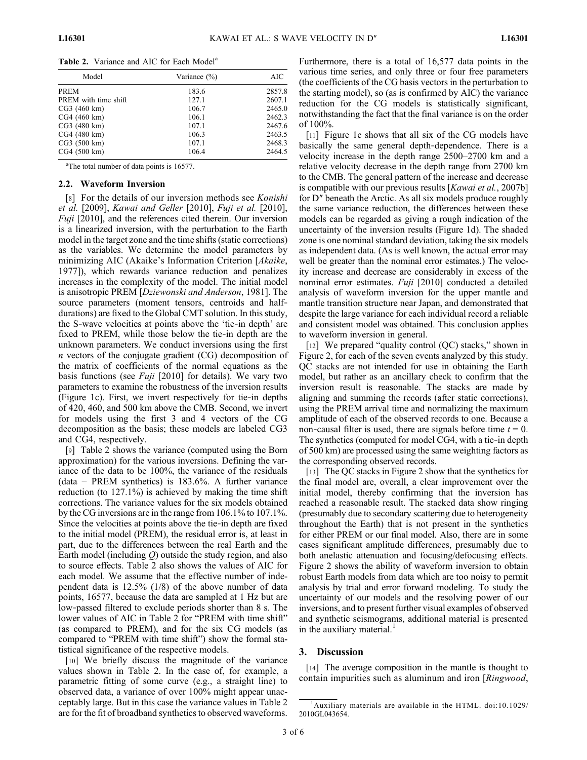**Table 2.** Variance and AIC for Each Model[a]

| Model | Variance (%) | AIC |
|---|---|---|
| PREM | 183.6 | 2857.8 |
| PREM with time shift | 127.1 | 2607.1 |
| CG3 (460 km) | 106.7 | 2465.0 |
| CG4 (460 km) | 106.1 | 2462.3 |
| CG3 (480 km) | 107.1 | 2467.6 |
| CG4 (480 km) | 106.3 | 2463.5 |
| CG3 (500 km) | 107.1 | 2468.3 |
| CG4 (500 km) | 106.4 | 2464.5 |

[a]The total number of data points is 16577.

### 2.2. Waveform Inversion

[8] For the details of our inversion methods see *Konishi et al.* [2009], *Kawai and Geller* [2010], *Fuji et al.* [2010], *Fuji* [2010], and the references cited therein. Our inversion is a linearized inversion, with the perturbation to the Earth model in the target zone and the time shifts (static corrections) as the variables. We determine the model parameters by minimizing AIC (Akaike's Information Criterion [*Akaike*, 1977]), which rewards variance reduction and penalizes increases in the complexity of the model. The initial model is anisotropic PREM [*Dziewonski and Anderson*, 1981]. The source parameters (moment tensors, centroids and half-durations) are fixed to the Global CMT solution. In this study, the S-wave velocities at points above the 'tie-in depth' are fixed to PREM, while those below the tie-in depth are the unknown parameters. We conduct inversions using the first $n$ vectors of the conjugate gradient (CG) decomposition of the matrix of coefficients of the normal equations as the basis functions (see *Fuji* [2010] for details). We vary two parameters to examine the robustness of the inversion results (Figure 1c). First, we invert respectively for tie-in depths of 420, 460, and 500 km above the CMB. Second, we invert for models using the first 3 and 4 vectors of the CG decomposition as the basis; these models are labeled CG3 and CG4, respectively.

[9] Table 2 shows the variance (computed using the Born approximation) for the various inversions. Defining the variance of the data to be 100%, the variance of the residuals (data − PREM synthetics) is 183.6%. A further variance reduction (to 127.1%) is achieved by making the time shift corrections. The variance values for the six models obtained by the CG inversions are in the range from 106.1% to 107.1%. Since the velocities at points above the tie-in depth are fixed to the initial model (PREM), the residual error is, at least in part, due to the differences between the real Earth and the Earth model (including $Q$) outside the study region, and also to source effects. Table 2 also shows the values of AIC for each model. We assume that the effective number of independent data is 12.5% (1/8) of the above number of data points, 16577, because the data are sampled at 1 Hz but are low-passed filtered to exclude periods shorter than 8 s. The lower values of AIC in Table 2 for "PREM with time shift" (as compared to PREM), and for the six CG models (as compared to "PREM with time shift") show the formal statistical significance of the respective models.

[10] We briefly discuss the magnitude of the variance values shown in Table 2. In the case of, for example, a parametric fitting of some curve (e.g., a straight line) to observed data, a variance of over 100% might appear unacceptably large. But in this case the variance values in Table 2 are for the fit of broadband synthetics to observed waveforms. Furthermore, there is a total of 16,577 data points in the various time series, and only three or four free parameters (the coefficients of the CG basis vectors in the perturbation to the starting model), so (as is confirmed by AIC) the variance reduction for the CG models is statistically significant, notwithstanding the fact that the final variance is on the order of 100%.

[11] Figure 1c shows that all six of the CG models have basically the same general depth-dependence. There is a velocity increase in the depth range 2500–2700 km and a relative velocity decrease in the depth range from 2700 km to the CMB. The general pattern of the increase and decrease is compatible with our previous results [*Kawai et al.*, 2007b] for D″ beneath the Arctic. As all six models produce roughly the same variance reduction, the differences between these models can be regarded as giving a rough indication of the uncertainty of the inversion results (Figure 1d). The shaded zone is one nominal standard deviation, taking the six models as independent data. (As is well known, the actual error may well be greater than the nominal error estimates.) The velocity increase and decrease are considerably in excess of the nominal error estimates. *Fuji* [2010] conducted a detailed analysis of waveform inversion for the upper mantle and mantle transition structure near Japan, and demonstrated that despite the large variance for each individual record a reliable and consistent model was obtained. This conclusion applies to waveform inversion in general.

[12] We prepared "quality control (QC) stacks," shown in Figure 2, for each of the seven events analyzed by this study. QC stacks are not intended for use in obtaining the Earth model, but rather as an ancillary check to confirm that the inversion result is reasonable. The stacks are made by aligning and summing the records (after static corrections), using the PREM arrival time and normalizing the maximum amplitude of each of the observed records to one. Because a non-causal filter is used, there are signals before time $t = 0$. The synthetics (computed for model CG4, with a tie-in depth of 500 km) are processed using the same weighting factors as the corresponding observed records.

[13] The QC stacks in Figure 2 show that the synthetics for the final model are, overall, a clear improvement over the initial model, thereby confirming that the inversion has reached a reasonable result. The stacked data show ringing (presumably due to secondary scattering due to heterogeneity throughout the Earth) that is not present in the synthetics for either PREM or our final model. Also, there are in some cases significant amplitude differences, presumably due to both anelastic attenuation and focusing/defocusing effects. Figure 2 shows the ability of waveform inversion to obtain robust Earth models from data which are too noisy to permit analysis by trial and error forward modeling. To study the uncertainty of our models and the resolving power of our inversions, and to present further visual examples of observed and synthetic seismograms, additional material is presented in the auxiliary material.[1]

## 3. Discussion

[14] The average composition in the mantle is thought to contain impurities such as aluminum and iron [*Ringwood*,

[1]Auxiliary materials are available in the HTML. doi:10.1029/2010GL043654.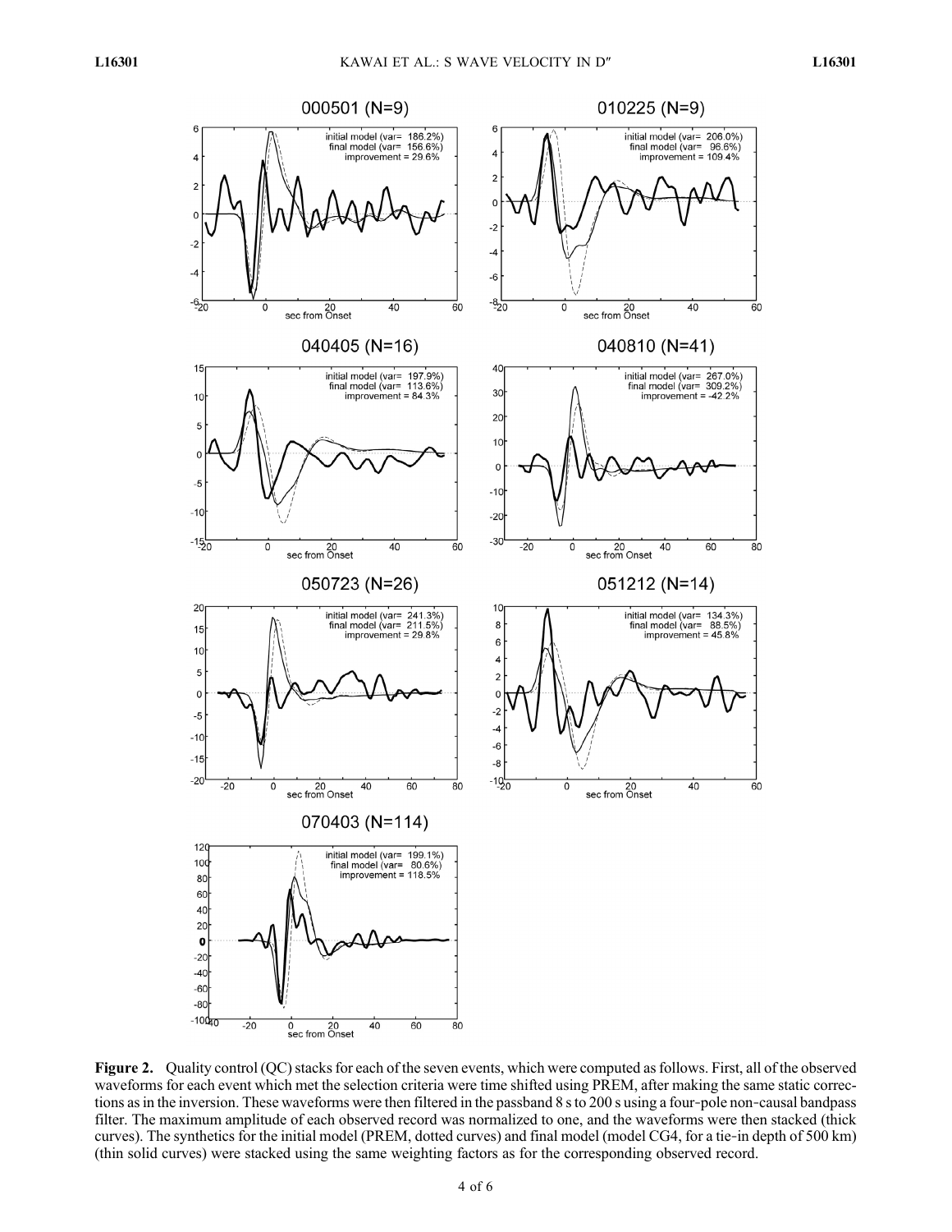**Figure 2.** Quality control (QC) stacks for each of the seven events, which were computed as follows. First, all of the observed waveforms for each event which met the selection criteria were time shifted using PREM, after making the same static corrections as in the inversion. These waveforms were then filtered in the passband 8 s to 200 s using a four-pole non-causal bandpass filter. The maximum amplitude of each observed record was normalized to one, and the waveforms were then stacked (thick curves). The synthetics for the initial model (PREM, dotted curves) and final model (model CG4, for a tie-in depth of 500 km) (thin solid curves) were stacked using the same weighting factors as for the corresponding observed record.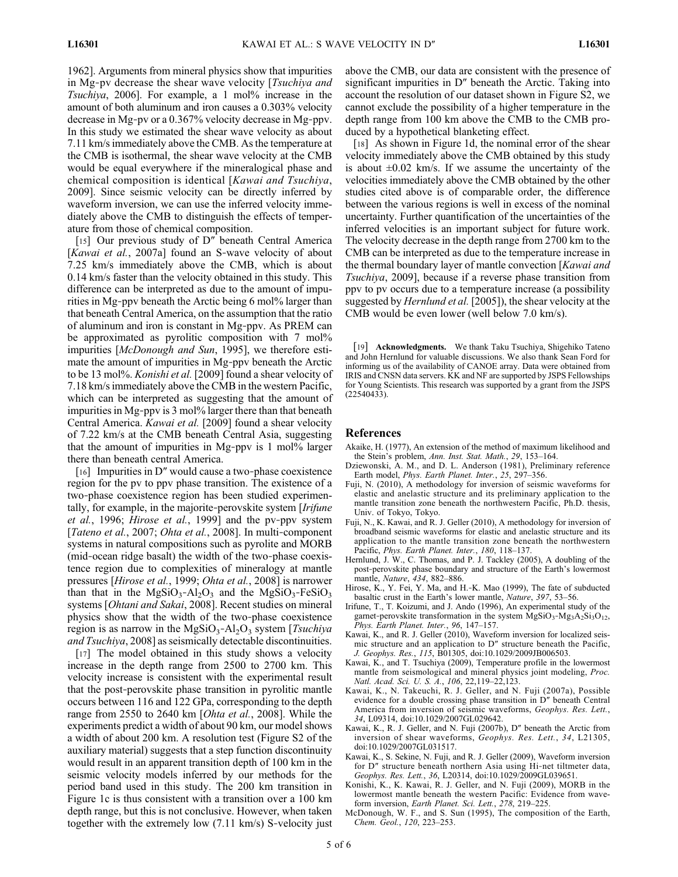1962]. Arguments from mineral physics show that impurities in Mg-pv decrease the shear wave velocity [*Tsuchiya and Tsuchiya*, 2006]. For example, a 1 mol% increase in the amount of both aluminum and iron causes a 0.303% velocity decrease in Mg-pv or a 0.367% velocity decrease in Mg-ppv. In this study we estimated the shear wave velocity as about 7.11 km/s immediately above the CMB. As the temperature at the CMB is isothermal, the shear wave velocity at the CMB would be equal everywhere if the mineralogical phase and chemical composition is identical [*Kawai and Tsuchiya*, 2009]. Since seismic velocity can be directly inferred by waveform inversion, we can use the inferred velocity immediately above the CMB to distinguish the effects of temperature from those of chemical composition.

[15] Our previous study of D″ beneath Central America [*Kawai et al.*, 2007a] found an S-wave velocity of about 7.25 km/s immediately above the CMB, which is about 0.14 km/s faster than the velocity obtained in this study. This difference can be interpreted as due to the amount of impurities in Mg-ppv beneath the Arctic being 6 mol% larger than that beneath Central America, on the assumption that the ratio of aluminum and iron is constant in Mg-ppv. As PREM can be approximated as pyrolitic composition with 7 mol% impurities [*McDonough and Sun*, 1995], we therefore estimate the amount of impurities in Mg-ppv beneath the Arctic to be 13 mol%. *Konishi et al.* [2009] found a shear velocity of 7.18 km/s immediately above the CMB in the western Pacific, which can be interpreted as suggesting that the amount of impurities in Mg-ppv is 3 mol% larger there than that beneath Central America. *Kawai et al.* [2009] found a shear velocity of 7.22 km/s at the CMB beneath Central Asia, suggesting that the amount of impurities in Mg-ppv is 1 mol% larger there than beneath central America.

[16] Impurities in D″ would cause a two-phase coexistence region for the pv to ppv phase transition. The existence of a two-phase coexistence region has been studied experimentally, for example, in the majorite-perovskite system [*Irifune et al.*, 1996; *Hirose et al.*, 1999] and the pv-ppv system [*Tateno et al.*, 2007; *Ohta et al.*, 2008]. In multi-component systems in natural compositions such as pyrolite and MORB (mid-ocean ridge basalt) the width of the two-phase coexistence region due to complexities of mineralogy at mantle pressures [*Hirose et al.*, 1999; *Ohta et al.*, 2008] is narrower than that in the $MgSiO_3$-$Al_2O_3$ and the $MgSiO_3$-$FeSiO_3$ systems [*Ohtani and Sakai*, 2008]. Recent studies on mineral physics show that the width of the two-phase coexistence region is as narrow in the $MgSiO_3$-$Al_2O_3$ system [*Tsuchiya and Tsuchiya*, 2008] as seismically detectable discontinuities.

[17] The model obtained in this study shows a velocity increase in the depth range from 2500 to 2700 km. This velocity increase is consistent with the experimental result that the post-perovskite phase transition in pyrolitic mantle occurs between 116 and 122 GPa, corresponding to the depth range from 2550 to 2640 km [*Ohta et al.*, 2008]. While the experiments predict a width of about 90 km, our model shows a width of about 200 km. A resolution test (Figure S2 of the auxiliary material) suggests that a step function discontinuity would result in an apparent transition depth of 100 km in the seismic velocity models inferred by our methods for the period band used in this study. The 200 km transition in Figure 1c is thus consistent with a transition over a 100 km depth range, but this is not conclusive. However, when taken together with the extremely low (7.11 km/s) S-velocity just above the CMB, our data are consistent with the presence of significant impurities in D″ beneath the Arctic. Taking into account the resolution of our dataset shown in Figure S2, we cannot exclude the possibility of a higher temperature in the depth range from 100 km above the CMB to the CMB produced by a hypothetical blanketing effect.

[18] As shown in Figure 1d, the nominal error of the shear velocity immediately above the CMB obtained by this study is about ±0.02 km/s. If we assume the uncertainty of the velocities immediately above the CMB obtained by the other studies cited above is of comparable order, the difference between the various regions is well in excess of the nominal uncertainty. Further quantification of the uncertainties of the inferred velocities is an important subject for future work. The velocity decrease in the depth range from 2700 km to the CMB can be interpreted as due to the temperature increase in the thermal boundary layer of mantle convection [*Kawai and Tsuchiya*, 2009], because if a reverse phase transition from ppv to pv occurs due to a temperature increase (a possibility suggested by *Hernlund et al.* [2005]), the shear velocity at the CMB would be even lower (well below 7.0 km/s).

[19] **Acknowledgments.** We thank Taku Tsuchiya, Shigehiko Tateno and John Hernlund for valuable discussions. We also thank Sean Ford for informing us of the availability of CANOE array. Data were obtained from IRIS and CNSN data servers. KK and NF are supported by JSPS Fellowships for Young Scientists. This research was supported by a grant from the JSPS (22540433).

## References

Akaike, H. (1977), An extension of the method of maximum likelihood and the Stein's problem, *Ann. Inst. Stat. Math.*, *29*, 153–164.

Dziewonski, A. M., and D. L. Anderson (1981), Preliminary reference Earth model, *Phys. Earth Planet. Inter.*, *25*, 297–356.

Fuji, N. (2010), A methodology for inversion of seismic waveforms for elastic and anelastic structure and its preliminary application to the mantle transition zone beneath the northwestern Pacific, Ph.D. thesis, Univ. of Tokyo, Tokyo.

Fuji, N., K. Kawai, and R. J. Geller (2010), A methodology for inversion of broadband seismic waveforms for elastic and anelastic structure and its application to the mantle transition zone beneath the northwestern Pacific, *Phys. Earth Planet. Inter.*, *180*, 118–137.

Hernlund, J. W., C. Thomas, and P. J. Tackley (2005), A doubling of the post-perovskite phase boundary and structure of the Earth's lowermost mantle, *Nature*, *434*, 882–886.

Hirose, K., Y. Fei, Y. Ma, and H.-K. Mao (1999), The fate of subducted basaltic crust in the Earth's lower mantle, *Nature*, *397*, 53–56.

Irifune, T., T. Koizumi, and J. Ando (1996), An experimental study of the garnet-perovskite transformation in the system $MgSiO_3$-$Mg_3A_2Si_3O_{12}$, *Phys. Earth Planet. Inter.*, *96*, 147–157.

Kawai, K., and R. J. Geller (2010), Waveform inversion for localized seismic structure and an application to D″ structure beneath the Pacific, *J. Geophys. Res.*, *115*, B01305, doi:10.1029/2009JB006503.

Kawai, K., and T. Tsuchiya (2009), Temperature profile in the lowermost mantle from seismological and mineral physics joint modeling, *Proc. Natl. Acad. Sci. U. S. A.*, *106*, 22,119–22,123.

Kawai, K., N. Takeuchi, R. J. Geller, and N. Fuji (2007a), Possible evidence for a double crossing phase transition in D″ beneath Central America from inversion of seismic waveforms, *Geophys. Res. Lett.*, *34*, L09314, doi:10.1029/2007GL029642.

Kawai, K., R. J. Geller, and N. Fuji (2007b), D″ beneath the Arctic from inversion of shear waveforms, *Geophys. Res. Lett.*, *34*, L21305, doi:10.1029/2007GL031517.

Kawai, K., S. Sekine, N. Fuji, and R. J. Geller (2009), Waveform inversion for D″ structure beneath northern Asia using Hi-net tiltmeter data, *Geophys. Res. Lett.*, *36*, L20314, doi:10.1029/2009GL039651.

Konishi, K., K. Kawai, R. J. Geller, and N. Fuji (2009), MORB in the lowermost mantle beneath the western Pacific: Evidence from waveform inversion, *Earth Planet. Sci. Lett.*, *278*, 219–225.

McDonough, W. F., and S. Sun (1995), The composition of the Earth, *Chem. Geol.*, *120*, 223–253.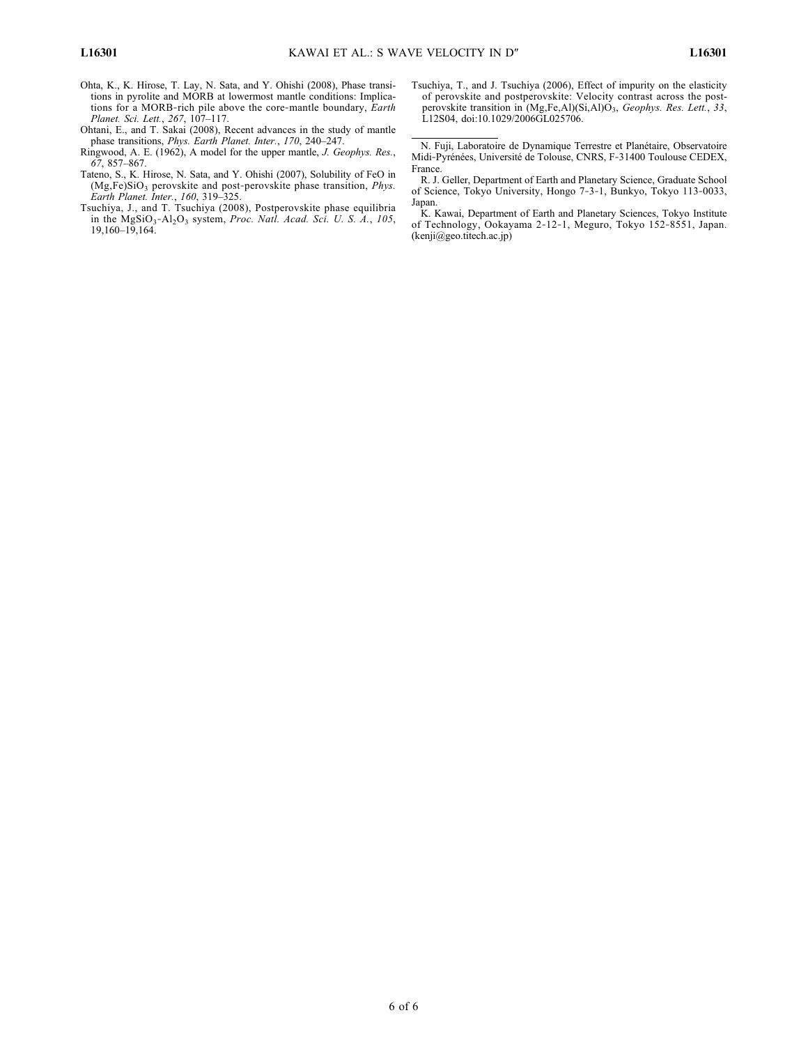Ohta, K., K. Hirose, T. Lay, N. Sata, and Y. Ohishi (2008), Phase transitions in pyrolite and MORB at lowermost mantle conditions: Implications for a MORB-rich pile above the core-mantle boundary, *Earth Planet. Sci. Lett.*, *267*, 107–117.

Ohtani, E., and T. Sakai (2008), Recent advances in the study of mantle phase transitions, *Phys. Earth Planet. Inter.*, *170*, 240–247.

Ringwood, A. E. (1962), A model for the upper mantle, *J. Geophys. Res.*, *67*, 857–867.

Tateno, S., K. Hirose, N. Sata, and Y. Ohishi (2007), Solubility of FeO in (Mg,Fe)$SiO_3$ perovskite and post-perovskite phase transition, *Phys. Earth Planet. Inter.*, *160*, 319–325.

Tsuchiya, J., and T. Tsuchiya (2008), Postperovskite phase equilibria in the $MgSiO_3$-$Al_2O_3$ system, *Proc. Natl. Acad. Sci. U. S. A.*, *105*, 19,160–19,164.

Tsuchiya, T., and J. Tsuchiya (2006), Effect of impurity on the elasticity of perovskite and postperovskite: Velocity contrast across the post-perovskite transition in (Mg,Fe,Al)(Si,Al)$O_3$, *Geophys. Res. Lett.*, *33*, L12S04, doi:10.1029/2006GL025706.

---

N. Fuji, Laboratoire de Dynamique Terrestre et Planétaire, Observatoire Midi-Pyrénées, Université de Tolouse, CNRS, F-31400 Toulouse CEDEX, France.

R. J. Geller, Department of Earth and Planetary Science, Graduate School of Science, Tokyo University, Hongo 7-3-1, Bunkyo, Tokyo 113-0033, Japan.

K. Kawai, Department of Earth and Planetary Sciences, Tokyo Institute of Technology, Ookayama 2-12-1, Meguro, Tokyo 152-8551, Japan. (kenji@geo.titech.ac.jp)